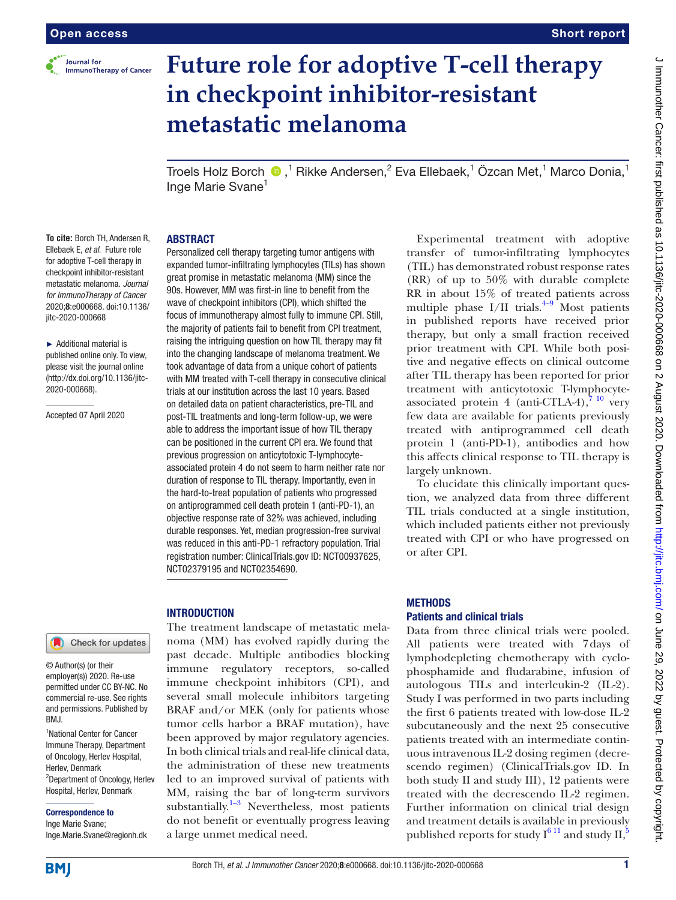# Future role for adoptive T-cell therapy in checkpoint inhibitor-resistant metastatic melanoma

Troels Holz Borch [1], Rikke Andersen [2], Eva Ellebaek [1], Özcan Met [1], Marco Donia [1], Inge Marie Svane [1]

**To cite:** Borch TH, Andersen R, Ellebaek E, *et al*. Future role for adoptive T-cell therapy in checkpoint inhibitor-resistant metastatic melanoma. *Journal for ImmunoTherapy of Cancer* 2020;**8**:e000668. doi:10.1136/jitc-2020-000668

► Additional material is published online only. To view, please visit the journal online (http://dx.doi.org/10.1136/jitc-2020-000668).

Accepted 07 April 2020

© Author(s) (or their employer(s)) 2020. Re-use permitted under CC BY-NC. No commercial re-use. See rights and permissions. Published by BMJ.

[1] National Center for Cancer Immune Therapy, Department of Oncology, Herlev Hospital, Herlev, Denmark
[2] Department of Oncology, Herlev Hospital, Herlev, Denmark

**Correspondence to**
Inge Marie Svane;
Inge.Marie.Svane@regionh.dk

## ABSTRACT

Personalized cell therapy targeting tumor antigens with expanded tumor-infiltrating lymphocytes (TILs) has shown great promise in metastatic melanoma (MM) since the 90s. However, MM was first-in line to benefit from the wave of checkpoint inhibitors (CPI), which shifted the focus of immunotherapy almost fully to immune CPI. Still, the majority of patients fail to benefit from CPI treatment, raising the intriguing question on how TIL therapy may fit into the changing landscape of melanoma treatment. We took advantage of data from a unique cohort of patients with MM treated with T-cell therapy in consecutive clinical trials at our institution across the last 10 years. Based on detailed data on patient characteristics, pre-TIL and post-TIL treatments and long-term follow-up, we were able to address the important issue of how TIL therapy can be positioned in the current CPI era. We found that previous progression on anticytotoxic T-lymphocyte-associated protein 4 do not seem to harm neither rate nor duration of response to TIL therapy. Importantly, even in the hard-to-treat population of patients who progressed on antiprogrammed cell death protein 1 (anti-PD-1), an objective response rate of 32% was achieved, including durable responses. Yet, median progression-free survival was reduced in this anti-PD-1 refractory population. Trial registration number: ClinicalTrials.gov ID: NCT00937625, NCT02379195 and NCT02354690.

## INTRODUCTION

The treatment landscape of metastatic melanoma (MM) has evolved rapidly during the past decade. Multiple antibodies blocking immune regulatory receptors, so-called immune checkpoint inhibitors (CPI), and several small molecule inhibitors targeting BRAF and/or MEK (only for patients whose tumor cells harbor a BRAF mutation), have been approved by major regulatory agencies. In both clinical trials and real-life clinical data, the administration of these new treatments led to an improved survival of patients with MM, raising the bar of long-term survivors substantially.[1–3] Nevertheless, most patients do not benefit or eventually progress leaving a large unmet medical need.

Experimental treatment with adoptive transfer of tumor-infiltrating lymphocytes (TIL) has demonstrated robust response rates (RR) of up to 50% with durable complete RR in about 15% of treated patients across multiple phase I/II trials.[4–9] Most patients in published reports have received prior therapy, but only a small fraction received prior treatment with CPI. While both positive and negative effects on clinical outcome after TIL therapy has been reported for prior treatment with anticytotoxic T-lymphocyte-associated protein 4 (anti-CTLA-4),[7 10] very few data are available for patients previously treated with antiprogrammed cell death protein 1 (anti-PD-1), antibodies and how this affects clinical response to TIL therapy is largely unknown.

To elucidate this clinically important question, we analyzed data from three different TIL trials conducted at a single institution, which included patients either not previously treated with CPI or who have progressed on or after CPI.

## METHODS

### Patients and clinical trials

Data from three clinical trials were pooled. All patients were treated with 7days of lymphodepleting chemotherapy with cyclophosphamide and fludarabine, infusion of autologous TILs and interleukin-2 (IL-2). Study I was performed in two parts including the first 6 patients treated with low-dose IL-2 subcutaneously and the next 25 consecutive patients treated with an intermediate continuous intravenous IL-2 dosing regimen (decrescendo regimen) (ClinicalTrials.gov ID. In both study II and study III), 12 patients were treated with the decrescendo IL-2 regimen. Further information on clinical trial design and treatment details is available in previously published reports for study I[6 11] and study II,[5]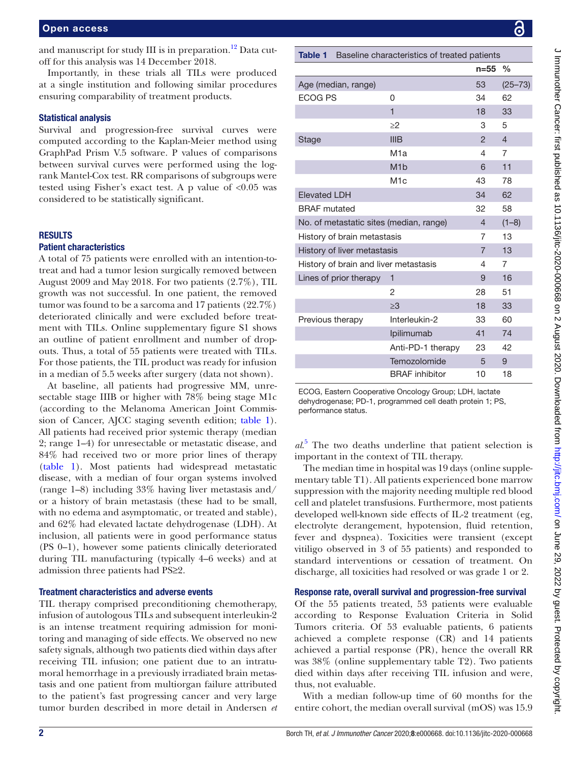and manuscript for study III is in preparation.[12] Data cutoff for this analysis was 14 December 2018.

Importantly, in these trials all TILs were produced at a single institution and following similar procedures ensuring comparability of treatment products.

### Statistical analysis

Survival and progression-free survival curves were computed according to the Kaplan-Meier method using GraphPad Prism V.5 software. P values of comparisons between survival curves were performed using the log-rank Mantel-Cox test. RR comparisons of subgroups were tested using Fisher's exact test. A p value of <0.05 was considered to be statistically significant.

## RESULTS

### Patient characteristics

A total of 75 patients were enrolled with an intention-to-treat and had a tumor lesion surgically removed between August 2009 and May 2018. For two patients (2.7%), TIL growth was not successful. In one patient, the removed tumor was found to be a sarcoma and 17 patients (22.7%) deteriorated clinically and were excluded before treatment with TILs. Online supplementary figure S1 shows an outline of patient enrollment and number of dropouts. Thus, a total of 55 patients were treated with TILs. For those patients, the TIL product was ready for infusion in a median of 5.5 weeks after surgery (data not shown).

At baseline, all patients had progressive MM, unresectable stage IIIB or higher with 78% being stage M1c (according to the Melanoma American Joint Commission of Cancer, AJCC staging seventh edition; table 1). All patients had received prior systemic therapy (median 2; range 1–4) for unresectable or metastatic disease, and 84% had received two or more prior lines of therapy (table 1). Most patients had widespread metastatic disease, with a median of four organ systems involved (range 1–8) including 33% having liver metastasis and/or a history of brain metastasis (these had to be small, with no edema and asymptomatic, or treated and stable), and 62% had elevated lactate dehydrogenase (LDH). At inclusion, all patients were in good performance status (PS 0–1), however some patients clinically deteriorated during TIL manufacturing (typically 4–6 weeks) and at admission three patients had PS≥2.

### Treatment characteristics and adverse events

TIL therapy comprised preconditioning chemotherapy, infusion of autologous TILs and subsequent interleukin-2 is an intense treatment requiring admission for monitoring and managing of side effects. We observed no new safety signals, although two patients died within days after receiving TIL infusion; one patient due to an intratumoral hemorrhage in a previously irradiated brain metastasis and one patient from multiorgan failure attributed to the patient's fast progressing cancer and very large tumor burden described in more detail in Andersen *et al*.[5] The two deaths underline that patient selection is important in the context of TIL therapy.

**Table 1** Baseline characteristics of treated patients

| | | n=55 | % |
|---|---|---|---|
| Age (median, range) | | 53 | (25–73) |
| ECOG PS | 0 | 34 | 62 |
| | 1 | 18 | 33 |
| | ≥2 | 3 | 5 |
| Stage | IIIB | 2 | 4 |
| | M1a | 4 | 7 |
| | M1b | 6 | 11 |
| | M1c | 43 | 78 |
| Elevated LDH | | 34 | 62 |
| BRAF mutated | | 32 | 58 |
| No. of metastatic sites (median, range) | | 4 | (1–8) |
| History of brain metastasis | | 7 | 13 |
| History of liver metastasis | | 7 | 13 |
| History of brain and liver metastasis | | 4 | 7 |
| Lines of prior therapy | 1 | 9 | 16 |
| | 2 | 28 | 51 |
| | ≥3 | 18 | 33 |
| Previous therapy | Interleukin-2 | 33 | 60 |
| | Ipilimumab | 41 | 74 |
| | Anti-PD-1 therapy | 23 | 42 |
| | Temozolomide | 5 | 9 |
| | BRAF inhibitor | 10 | 18 |

ECOG, Eastern Cooperative Oncology Group; LDH, lactate dehydrogenase; PD-1, programmed cell death protein 1; PS, performance status.

The median time in hospital was 19 days (online supplementary table T1). All patients experienced bone marrow suppression with the majority needing multiple red blood cell and platelet transfusions. Furthermore, most patients developed well-known side effects of IL-2 treatment (eg, electrolyte derangement, hypotension, fluid retention, fever and dyspnea). Toxicities were transient (except vitiligo observed in 3 of 55 patients) and responded to standard interventions or cessation of treatment. On discharge, all toxicities had resolved or was grade 1 or 2.

### Response rate, overall survival and progression-free survival

Of the 55 patients treated, 53 patients were evaluable according to Response Evaluation Criteria in Solid Tumors criteria. Of 53 evaluable patients, 6 patients achieved a complete response (CR) and 14 patients achieved a partial response (PR), hence the overall RR was 38% (online supplementary table T2). Two patients died within days after receiving TIL infusion and were, thus, not evaluable.

With a median follow-up time of 60 months for the entire cohort, the median overall survival (mOS) was 15.9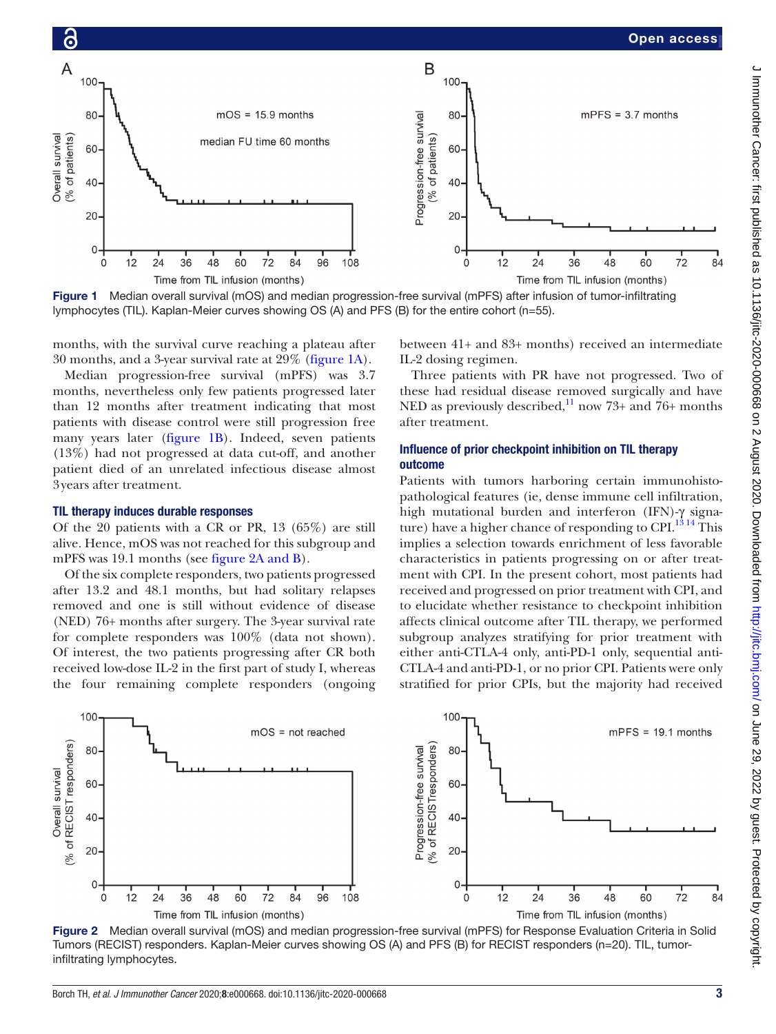A

100
80
60
40
20
0

Overall survival (% of patients)

mOS = 15.9 months

median FU time 60 months

0 12 24 36 48 60 72 84 96 108

Time from TIL infusion (months)

B

100
80
60
40
20
0

Progression-free survival (% of patients)

mPFS = 3.7 months

0 12 24 36 48 60 72 84

Time from TIL infusion (months)

**Figure 1** Median overall survival (mOS) and median progression-free survival (mPFS) after infusion of tumor-infiltrating lymphocytes (TIL). Kaplan-Meier curves showing OS (A) and PFS (B) for the entire cohort (n=55).

months, with the survival curve reaching a plateau after 30 months, and a 3-year survival rate at 29% (figure 1A).

Median progression-free survival (mPFS) was 3.7 months, nevertheless only few patients progressed later than 12 months after treatment indicating that most patients with disease control were still progression free many years later (figure 1B). Indeed, seven patients (13%) had not progressed at data cut-off, and another patient died of an unrelated infectious disease almost 3 years after treatment.

## TIL therapy induces durable responses

Of the 20 patients with a CR or PR, 13 (65%) are still alive. Hence, mOS was not reached for this subgroup and mPFS was 19.1 months (see figure 2A and B).

Of the six complete responders, two patients progressed after 13.2 and 48.1 months, but had solitary relapses removed and one is still without evidence of disease (NED) 76+ months after surgery. The 3-year survival rate for complete responders was 100% (data not shown). Of interest, the two patients progressing after CR both received low-dose IL-2 in the first part of study I, whereas the four remaining complete responders (ongoing between 41+ and 83+ months) received an intermediate IL-2 dosing regimen.

Three patients with PR have not progressed. Two of these had residual disease removed surgically and have NED as previously described,[11] now 73+ and 76+ months after treatment.

## Influence of prior checkpoint inhibition on TIL therapy outcome

Patients with tumors harboring certain immunohistopathological features (ie, dense immune cell infiltration, high mutational burden and interferon (IFN)-γ signature) have a higher chance of responding to CPI.[13,14] This implies a selection towards enrichment of less favorable characteristics in patients progressing on or after treatment with CPI. In the present cohort, most patients had received and progressed on prior treatment with CPI, and to elucidate whether resistance to checkpoint inhibition affects clinical outcome after TIL therapy, we performed subgroup analyzes stratifying for prior treatment with either anti-CTLA-4 only, anti-PD-1 only, sequential anti-CTLA-4 and anti-PD-1, or no prior CPI. Patients were only stratified for prior CPIs, but the majority had received

100
80
60
40
20
0

Overall survival (% of RECIST responders)

mOS = not reached

0 12 24 36 48 60 72 84 96 108

Time from TIL infusion (months)

100
80
60
40
20
0

Progression-free survival (% of RECIST responders)

mPFS = 19.1 months

0 12 24 36 48 60 72 84

Time from TIL infusion (months)

**Figure 2** Median overall survival (mOS) and median progression-free survival (mPFS) for Response Evaluation Criteria in Solid Tumors (RECIST) responders. Kaplan-Meier curves showing OS (A) and PFS (B) for RECIST responders (n=20). TIL, tumor-infiltrating lymphocytes.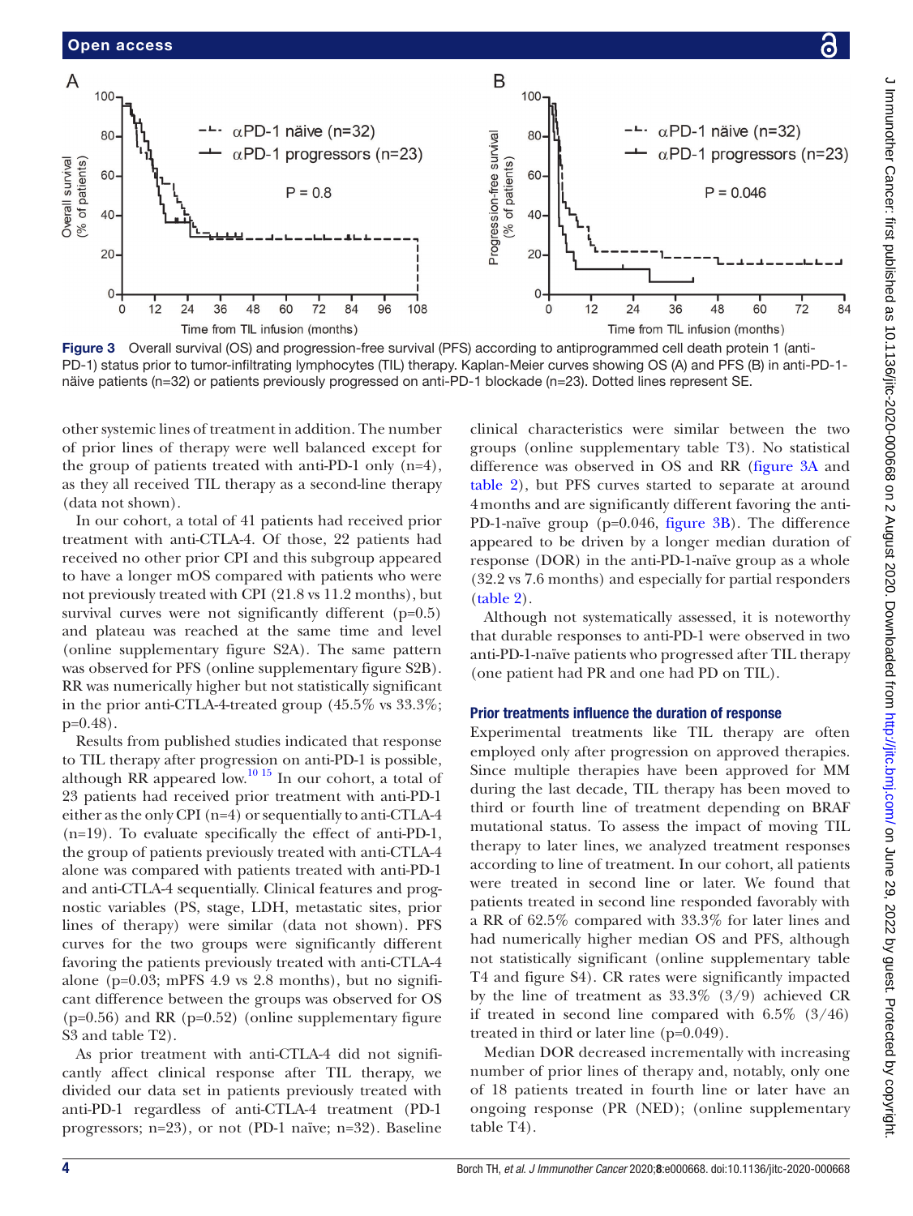A

Overall survival (% of patients)

100, 80, 60, 40, 20, 0

0, 12, 24, 36, 48, 60, 72, 84, 96, 108

Time from TIL infusion (months)

αPD-1 näive (n=32)

αPD-1 progressors (n=23)

P = 0.8

B

Progression-free survival (% of patients)

100, 80, 60, 40, 20, 0

0, 12, 24, 36, 48, 60, 72, 84

Time from TIL infusion (months)

αPD-1 näive (n=32)

αPD-1 progressors (n=23)

P = 0.046

**Figure 3** Overall survival (OS) and progression-free survival (PFS) according to antiprogrammed cell death protein 1 (anti-PD-1) status prior to tumor-infiltrating lymphocytes (TIL) therapy. Kaplan-Meier curves showing OS (A) and PFS (B) in anti-PD-1-näive patients (n=32) or patients previously progressed on anti-PD-1 blockade (n=23). Dotted lines represent SE.

other systemic lines of treatment in addition. The number of prior lines of therapy were well balanced except for the group of patients treated with anti-PD-1 only (n=4), as they all received TIL therapy as a second-line therapy (data not shown).

In our cohort, a total of 41 patients had received prior treatment with anti-CTLA-4. Of those, 22 patients had received no other prior CPI and this subgroup appeared to have a longer mOS compared with patients who were not previously treated with CPI (21.8 vs 11.2 months), but survival curves were not significantly different (p=0.5) and plateau was reached at the same time and level (online supplementary figure S2A). The same pattern was observed for PFS (online supplementary figure S2B). RR was numerically higher but not statistically significant in the prior anti-CTLA-4-treated group (45.5% vs 33.3%; p=0.48).

Results from published studies indicated that response to TIL therapy after progression on anti-PD-1 is possible, although RR appeared low.[10 15] In our cohort, a total of 23 patients had received prior treatment with anti-PD-1 either as the only CPI (n=4) or sequentially to anti-CTLA-4 (n=19). To evaluate specifically the effect of anti-PD-1, the group of patients previously treated with anti-CTLA-4 alone was compared with patients treated with anti-PD-1 and anti-CTLA-4 sequentially. Clinical features and prognostic variables (PS, stage, LDH, metastatic sites, prior lines of therapy) were similar (data not shown). PFS curves for the two groups were significantly different favoring the patients previously treated with anti-CTLA-4 alone (p=0.03; mPFS 4.9 vs 2.8 months), but no significant difference between the groups was observed for OS (p=0.56) and RR (p=0.52) (online supplementary figure S3 and table T2).

As prior treatment with anti-CTLA-4 did not significantly affect clinical response after TIL therapy, we divided our data set in patients previously treated with anti-PD-1 regardless of anti-CTLA-4 treatment (PD-1 progressors; n=23), or not (PD-1 naïve; n=32). Baseline clinical characteristics were similar between the two groups (online supplementary table T3). No statistical difference was observed in OS and RR (figure 3A and table 2), but PFS curves started to separate at around 4 months and are significantly different favoring the anti-PD-1-naïve group (p=0.046, figure 3B). The difference appeared to be driven by a longer median duration of response (DOR) in the anti-PD-1-naïve group as a whole (32.2 vs 7.6 months) and especially for partial responders (table 2).

Although not systematically assessed, it is noteworthy that durable responses to anti-PD-1 were observed in two anti-PD-1-naïve patients who progressed after TIL therapy (one patient had PR and one had PD on TIL).

## Prior treatments influence the duration of response

Experimental treatments like TIL therapy are often employed only after progression on approved therapies. Since multiple therapies have been approved for MM during the last decade, TIL therapy has been moved to third or fourth line of treatment depending on BRAF mutational status. To assess the impact of moving TIL therapy to later lines, we analyzed treatment responses according to line of treatment. In our cohort, all patients were treated in second line or later. We found that patients treated in second line responded favorably with a RR of 62.5% compared with 33.3% for later lines and had numerically higher median OS and PFS, although not statistically significant (online supplementary table T4 and figure S4). CR rates were significantly impacted by the line of treatment as 33.3% (3/9) achieved CR if treated in second line compared with 6.5% (3/46) treated in third or later line (p=0.049).

Median DOR decreased incrementally with increasing number of prior lines of therapy and, notably, only one of 18 patients treated in fourth line or later have an ongoing response (PR (NED); (online supplementary table T4).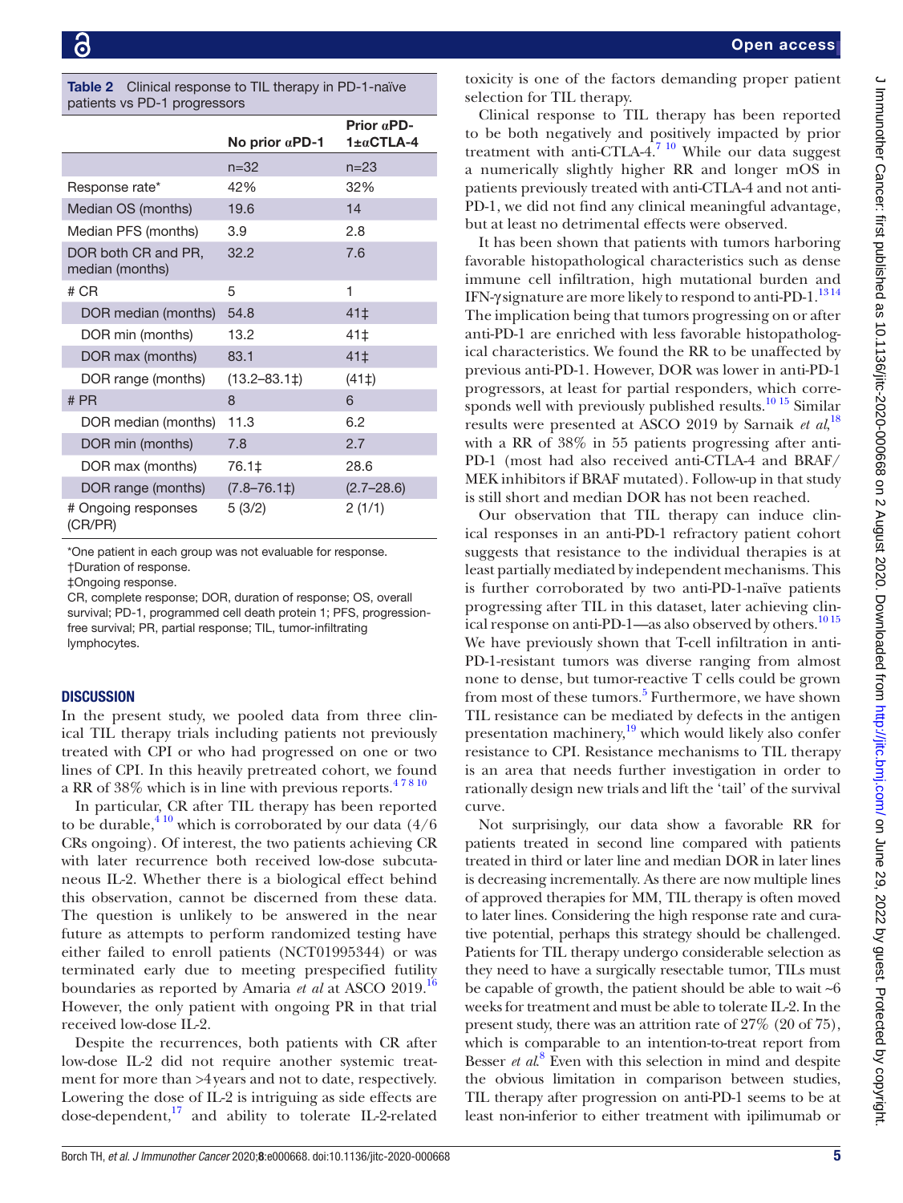Table 2 Clinical response to TIL therapy in PD-1-naïve patients vs PD-1 progressors

| | No prior αPD-1 | Prior αPD-1±αCTLA-4 |
|---|---|---|
| | n=32 | n=23 |
| Response rate* | 42% | 32% |
| Median OS (months) | 19.6 | 14 |
| Median PFS (months) | 3.9 | 2.8 |
| DOR both CR and PR, median (months) | 32.2 | 7.6 |
| # CR | 5 | 1 |
| DOR median (months) | 54.8 | 41‡ |
| DOR min (months) | 13.2 | 41‡ |
| DOR max (months) | 83.1 | 41‡ |
| DOR range (months) | (13.2–83.1‡) | (41‡) |
| # PR | 8 | 6 |
| DOR median (months) | 11.3 | 6.2 |
| DOR min (months) | 7.8 | 2.7 |
| DOR max (months) | 76.1‡ | 28.6 |
| DOR range (months) | (7.8–76.1‡) | (2.7–28.6) |
| # Ongoing responses (CR/PR) | 5 (3/2) | 2 (1/1) |

*One patient in each group was not evaluable for response.
†Duration of response.
‡Ongoing response.
CR, complete response; DOR, duration of response; OS, overall survival; PD-1, programmed cell death protein 1; PFS, progression-free survival; PR, partial response; TIL, tumor-infiltrating lymphocytes.

## DISCUSSION

In the present study, we pooled data from three clinical TIL therapy trials including patients not previously treated with CPI or who had progressed on one or two lines of CPI. In this heavily pretreated cohort, we found a RR of 38% which is in line with previous reports.[4 7 8 10]

In particular, CR after TIL therapy has been reported to be durable,[4 10] which is corroborated by our data (4/6 CRs ongoing). Of interest, the two patients achieving CR with later recurrence both received low-dose subcutaneous IL-2. Whether there is a biological effect behind this observation, cannot be discerned from these data. The question is unlikely to be answered in the near future as attempts to perform randomized testing have either failed to enroll patients (NCT01995344) or was terminated early due to meeting prespecified futility boundaries as reported by Amaria *et al* at ASCO 2019.[16] However, the only patient with ongoing PR in that trial received low-dose IL-2.

Despite the recurrences, both patients with CR after low-dose IL-2 did not require another systemic treatment for more than >4 years and not to date, respectively. Lowering the dose of IL-2 is intriguing as side effects are dose-dependent,[17] and ability to tolerate IL-2-related toxicity is one of the factors demanding proper patient selection for TIL therapy.

Clinical response to TIL therapy has been reported to be both negatively and positively impacted by prior treatment with anti-CTLA-4.[7 10] While our data suggest a numerically slightly higher RR and longer mOS in patients previously treated with anti-CTLA-4 and not anti-PD-1, we did not find any clinical meaningful advantage, but at least no detrimental effects were observed.

It has been shown that patients with tumors harboring favorable histopathological characteristics such as dense immune cell infiltration, high mutational burden and IFN-γ signature are more likely to respond to anti-PD-1.[13 14] The implication being that tumors progressing on or after anti-PD-1 are enriched with less favorable histopathological characteristics. We found the RR to be unaffected by previous anti-PD-1. However, DOR was lower in anti-PD-1 progressors, at least for partial responders, which corresponds well with previously published results.[10 15] Similar results were presented at ASCO 2019 by Sarnaik *et al*,[18] with a RR of 38% in 55 patients progressing after anti-PD-1 (most had also received anti-CTLA-4 and BRAF/MEK inhibitors if BRAF mutated). Follow-up in that study is still short and median DOR has not been reached.

Our observation that TIL therapy can induce clinical responses in an anti-PD-1 refractory patient cohort suggests that resistance to the individual therapies is at least partially mediated by independent mechanisms. This is further corroborated by two anti-PD-1-naïve patients progressing after TIL in this dataset, later achieving clinical response on anti-PD-1—as also observed by others.[10 15] We have previously shown that T-cell infiltration in anti-PD-1-resistant tumors was diverse ranging from almost none to dense, but tumor-reactive T cells could be grown from most of these tumors.[5] Furthermore, we have shown TIL resistance can be mediated by defects in the antigen presentation machinery,[19] which would likely also confer resistance to CPI. Resistance mechanisms to TIL therapy is an area that needs further investigation in order to rationally design new trials and lift the 'tail' of the survival curve.

Not surprisingly, our data show a favorable RR for patients treated in second line compared with patients treated in third or later line and median DOR in later lines is decreasing incrementally. As there are now multiple lines of approved therapies for MM, TIL therapy is often moved to later lines. Considering the high response rate and curative potential, perhaps this strategy should be challenged. Patients for TIL therapy undergo considerable selection as they need to have a surgically resectable tumor, TILs must be capable of growth, the patient should be able to wait ~6 weeks for treatment and must be able to tolerate IL-2. In the present study, there was an attrition rate of 27% (20 of 75), which is comparable to an intention-to-treat report from Besser *et al*.[8] Even with this selection in mind and despite the obvious limitation in comparison between studies, TIL therapy after progression on anti-PD-1 seems to be at least non-inferior to either treatment with ipilimumab or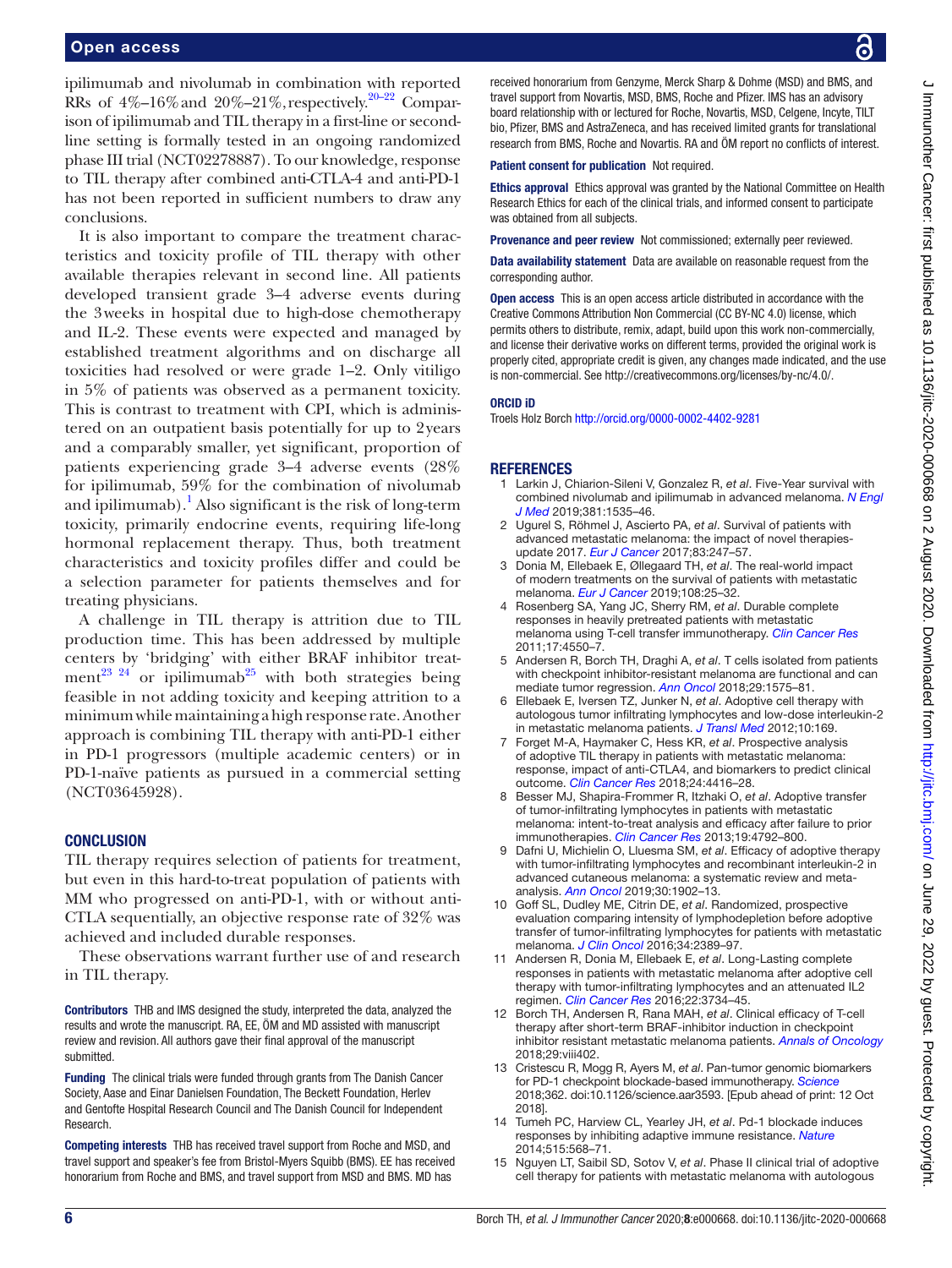ipilimumab and nivolumab in combination with reported RRs of 4%–16% and 20%–21%, respectively.[20–22] Comparison of ipilimumab and TIL therapy in a first-line or second-line setting is formally tested in an ongoing randomized phase III trial (NCT02278887). To our knowledge, response to TIL therapy after combined anti-CTLA-4 and anti-PD-1 has not been reported in sufficient numbers to draw any conclusions.

It is also important to compare the treatment characteristics and toxicity profile of TIL therapy with other available therapies relevant in second line. All patients developed transient grade 3–4 adverse events during the 3 weeks in hospital due to high-dose chemotherapy and IL-2. These events were expected and managed by established treatment algorithms and on discharge all toxicities had resolved or were grade 1–2. Only vitiligo in 5% of patients was observed as a permanent toxicity. This is contrast to treatment with CPI, which is administered on an outpatient basis potentially for up to 2 years and a comparably smaller, yet significant, proportion of patients experiencing grade 3–4 adverse events (28% for ipilimumab, 59% for the combination of nivolumab and ipilimumab).[1] Also significant is the risk of long-term toxicity, primarily endocrine events, requiring life-long hormonal replacement therapy. Thus, both treatment characteristics and toxicity profiles differ and could be a selection parameter for patients themselves and for treating physicians.

A challenge in TIL therapy is attrition due to TIL production time. This has been addressed by multiple centers by 'bridging' with either BRAF inhibitor treatment[23 24] or ipilimumab[25] with both strategies being feasible in not adding toxicity and keeping attrition to a minimum while maintaining a high response rate. Another approach is combining TIL therapy with anti-PD-1 either in PD-1 progressors (multiple academic centers) or in PD-1-naive patients as pursued in a commercial setting (NCT03645928).

## CONCLUSION

TIL therapy requires selection of patients for treatment, but even in this hard-to-treat population of patients with MM who progressed on anti-PD-1, with or without anti-CTLA sequentially, an objective response rate of 32% was achieved and included durable responses.

These observations warrant further use of and research in TIL therapy.

**Contributors** THB and IMS designed the study, interpreted the data, analyzed the results and wrote the manuscript. RA, EE, ÖM and MD assisted with manuscript review and revision. All authors gave their final approval of the manuscript submitted.

**Funding** The clinical trials were funded through grants from The Danish Cancer Society, Aase and Einar Danielsen Foundation, The Beckett Foundation, Herlev and Gentofte Hospital Research Council and The Danish Council for Independent Research.

**Competing interests** THB has received travel support from Roche and MSD, and travel support and speaker's fee from Bristol-Myers Squibb (BMS). EE has received honorarium from Roche and BMS, and travel support from MSD and BMS. MD has received honorarium from Genzyme, Merck Sharp & Dohme (MSD) and BMS, and travel support from Novartis, MSD, BMS, Roche and Pfizer. IMS has an advisory board relationship with or lectured for Roche, Novartis, MSD, Celgene, Incyte, TILT bio, Pfizer, BMS and AstraZeneca, and has received limited grants for translational research from BMS, Roche and Novartis. RA and ÖM report no conflicts of interest.

**Patient consent for publication** Not required.

**Ethics approval** Ethics approval was granted by the National Committee on Health Research Ethics for each of the clinical trials, and informed consent to participate was obtained from all subjects.

**Provenance and peer review** Not commissioned; externally peer reviewed.

**Data availability statement** Data are available on reasonable request from the corresponding author.

**Open access** This is an open access article distributed in accordance with the Creative Commons Attribution Non Commercial (CC BY-NC 4.0) license, which permits others to distribute, remix, adapt, build upon this work non-commercially, and license their derivative works on different terms, provided the original work is properly cited, appropriate credit is given, any changes made indicated, and the use is non-commercial. See http://creativecommons.org/licenses/by-nc/4.0/.

**ORCID iD**

Troels Holz Borch http://orcid.org/0000-0002-4402-9281

## REFERENCES

1. Larkin J, Chiarion-Sileni V, Gonzalez R, *et al*. Five-Year survival with combined nivolumab and ipilimumab in advanced melanoma. *N Engl J Med* 2019;381:1535–46.
2. Ugurel S, Röhmel J, Ascierto PA, *et al*. Survival of patients with advanced metastatic melanoma: the impact of novel therapies-update 2017. *Eur J Cancer* 2017;83:247–57.
3. Donia M, Ellebaek E, Øllegaard TH, *et al*. The real-world impact of modern treatments on the survival of patients with metastatic melanoma. *Eur J Cancer* 2019;108:25–32.
4. Rosenberg SA, Yang JC, Sherry RM, *et al*. Durable complete responses in heavily pretreated patients with metastatic melanoma using T-cell transfer immunotherapy. *Clin Cancer Res* 2011;17:4550–7.
5. Andersen R, Borch TH, Draghi A, *et al*. T cells isolated from patients with checkpoint inhibitor-resistant melanoma are functional and can mediate tumor regression. *Ann Oncol* 2018;29:1575–81.
6. Ellebaek E, Iversen TZ, Junker N, *et al*. Adoptive cell therapy with autologous tumor infiltrating lymphocytes and low-dose interleukin-2 in metastatic melanoma patients. *J Transl Med* 2012;10:169.
7. Forget M-A, Haymaker C, Hess KR, *et al*. Prospective analysis of adoptive TIL therapy in patients with metastatic melanoma: response, impact of anti-CTLA4, and biomarkers to predict clinical outcome. *Clin Cancer Res* 2018;24:4416–28.
8. Besser MJ, Shapira-Frommer R, Itzhaki O, *et al*. Adoptive transfer of tumor-infiltrating lymphocytes in patients with metastatic melanoma: intent-to-treat analysis and efficacy after failure to prior immunotherapies. *Clin Cancer Res* 2013;19:4792–800.
9. Dafni U, Michielin O, Lluesma SM, *et al*. Efficacy of adoptive therapy with tumor-infiltrating lymphocytes and recombinant interleukin-2 in advanced cutaneous melanoma: a systematic review and meta-analysis. *Ann Oncol* 2019;30:1902–13.
10. Goff SL, Dudley ME, Citrin DE, *et al*. Randomized, prospective evaluation comparing intensity of lymphodepletion before adoptive transfer of tumor-infiltrating lymphocytes for patients with metastatic melanoma. *J Clin Oncol* 2016;34:2389–97.
11. Andersen R, Donia M, Ellebaek E, *et al*. Long-Lasting complete responses in patients with metastatic melanoma after adoptive cell therapy with tumor-infiltrating lymphocytes and an attenuated IL2 regimen. *Clin Cancer Res* 2016;22:3734–45.
12. Borch TH, Andersen R, Rana MAH, *et al*. Clinical efficacy of T-cell therapy after short-term BRAF-inhibitor induction in checkpoint inhibitor resistant metastatic melanoma patients. *Annals of Oncology* 2018;29:viii402.
13. Cristescu R, Mogg R, Ayers M, *et al*. Pan-tumor genomic biomarkers for PD-1 checkpoint blockade-based immunotherapy. *Science* 2018;362. doi:10.1126/science.aar3593. [Epub ahead of print: 12 Oct 2018].
14. Tumeh PC, Harview CL, Yearley JH, *et al*. Pd-1 blockade induces responses by inhibiting adaptive immune resistance. *Nature* 2014;515:568–71.
15. Nguyen LT, Saibil SD, Sotov V, *et al*. Phase II clinical trial of adoptive cell therapy for patients with metastatic melanoma with autologous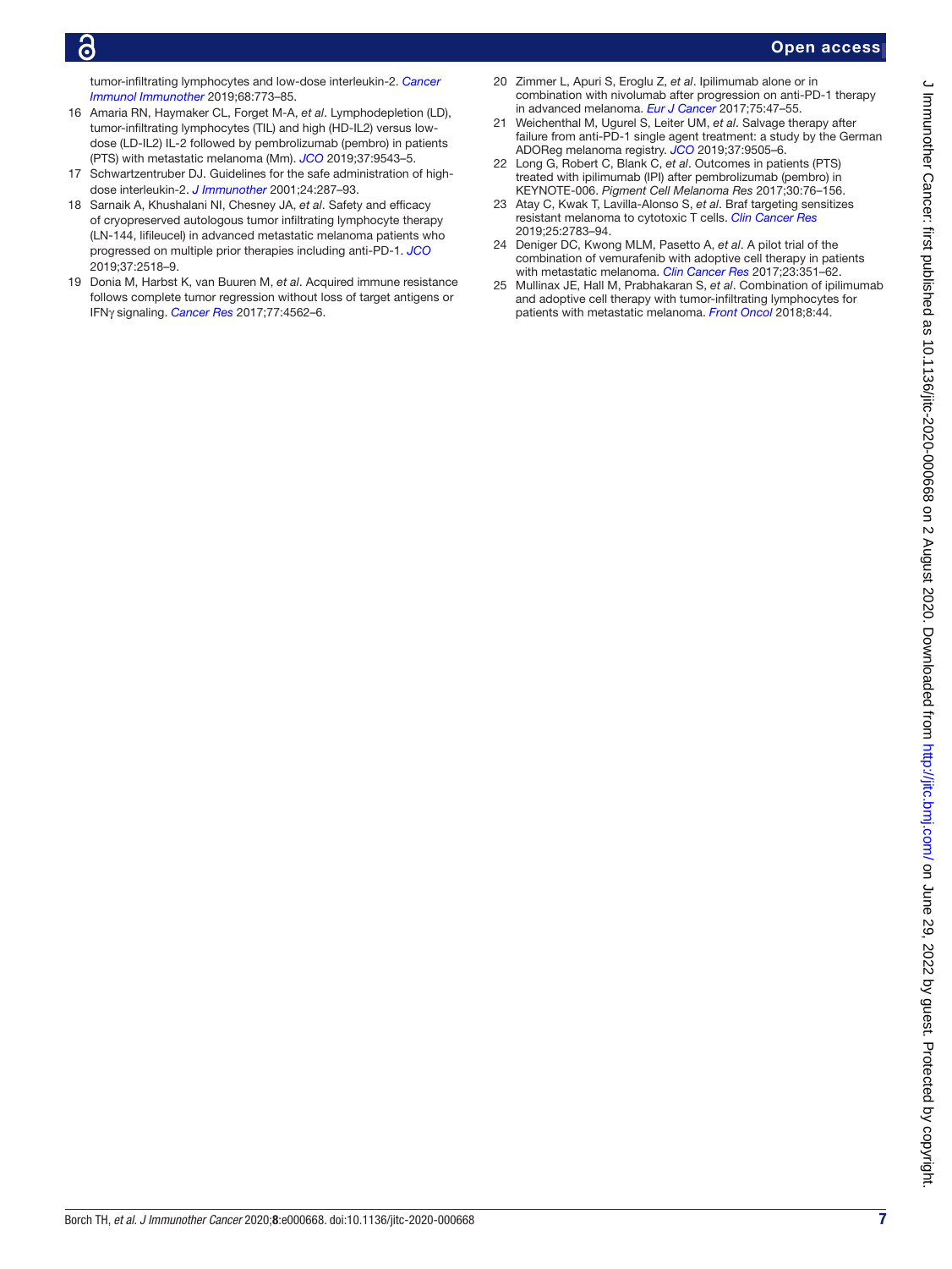tumor-infiltrating lymphocytes and low-dose interleukin-2. *Cancer Immunol Immunother* 2019;68:773–85.

16 Amaria RN, Haymaker CL, Forget M-A, *et al*. Lymphodepletion (LD), tumor-infiltrating lymphocytes (TIL) and high (HD-IL2) versus low-dose (LD-IL2) IL-2 followed by pembrolizumab (pembro) in patients (PTS) with metastatic melanoma (Mm). *JCO* 2019;37:9543–5.

17 Schwartzentruber DJ. Guidelines for the safe administration of high-dose interleukin-2. *J Immunother* 2001;24:287–93.

18 Sarnaik A, Khushalani NI, Chesney JA, *et al*. Safety and efficacy of cryopreserved autologous tumor infiltrating lymphocyte therapy (LN-144, lifileucel) in advanced metastatic melanoma patients who progressed on multiple prior therapies including anti-PD-1. *JCO* 2019;37:2518–9.

19 Donia M, Harbst K, van Buuren M, *et al*. Acquired immune resistance follows complete tumor regression without loss of target antigens or IFNγ signaling. *Cancer Res* 2017;77:4562–6.

20 Zimmer L, Apuri S, Eroglu Z, *et al*. Ipilimumab alone or in combination with nivolumab after progression on anti-PD-1 therapy in advanced melanoma. *Eur J Cancer* 2017;75:47–55.

21 Weichenthal M, Ugurel S, Leiter UM, *et al*. Salvage therapy after failure from anti-PD-1 single agent treatment: a study by the German ADOReg melanoma registry. *JCO* 2019;37:9505–6.

22 Long G, Robert C, Blank C, *et al*. Outcomes in patients (PTS) treated with ipilimumab (IPI) after pembrolizumab (pembro) in KEYNOTE-006. *Pigment Cell Melanoma Res* 2017;30:76–156.

23 Atay C, Kwak T, Lavilla-Alonso S, *et al*. Braf targeting sensitizes resistant melanoma to cytotoxic T cells. *Clin Cancer Res* 2019;25:2783–94.

24 Deniger DC, Kwong MLM, Pasetto A, *et al*. A pilot trial of the combination of vemurafenib with adoptive cell therapy in patients with metastatic melanoma. *Clin Cancer Res* 2017;23:351–62.

25 Mullinax JE, Hall M, Prabhakaran S, *et al*. Combination of ipilimumab and adoptive cell therapy with tumor-infiltrating lymphocytes for patients with metastatic melanoma. *Front Oncol* 2018;8:44.